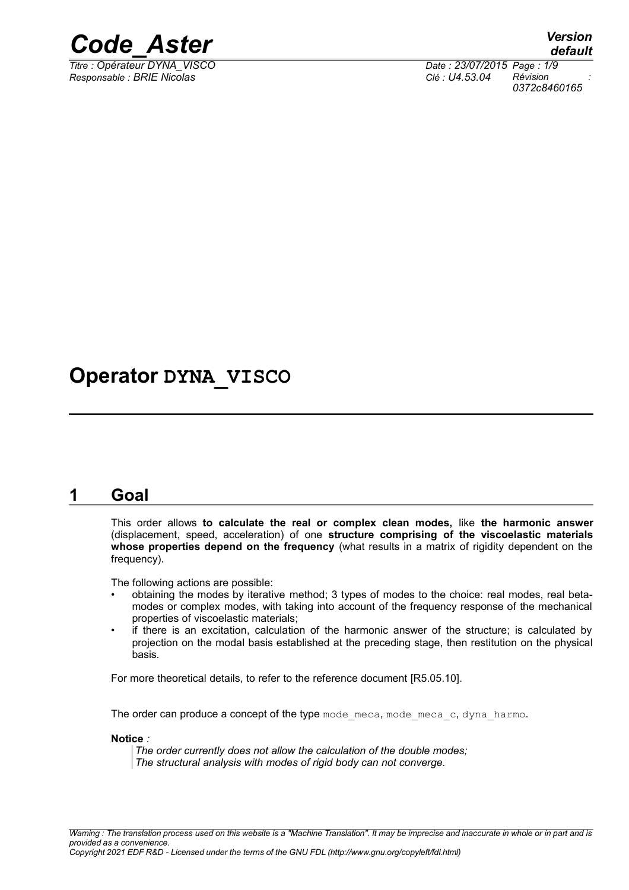# Operator DYNA_VISCO

## 1 Goal

This order allows **to calculate the real or complex clean modes,** like **the harmonic answer** (displacement, speed, acceleration) of one **structure comprising of the viscoelastic materials whose properties depend on the frequency** (what results in a matrix of rigidity dependent on the frequency).

The following actions are possible:

- obtaining the modes by iterative method; 3 types of modes to the choice: real modes, real beta-modes or complex modes, with taking into account of the frequency response of the mechanical properties of viscoelastic materials;
- if there is an excitation, calculation of the harmonic answer of the structure; is calculated by projection on the modal basis established at the preceding stage, then restitution on the physical basis.

For more theoretical details, to refer to the reference document [R5.05.10].

The order can produce a concept of the type `mode_meca`, `mode_meca_c`, `dyna_harmo`.

**Notice** *:*

> *The order currently does not allow the calculation of the double modes;*
> *The structural analysis with modes of rigid body can not converge.*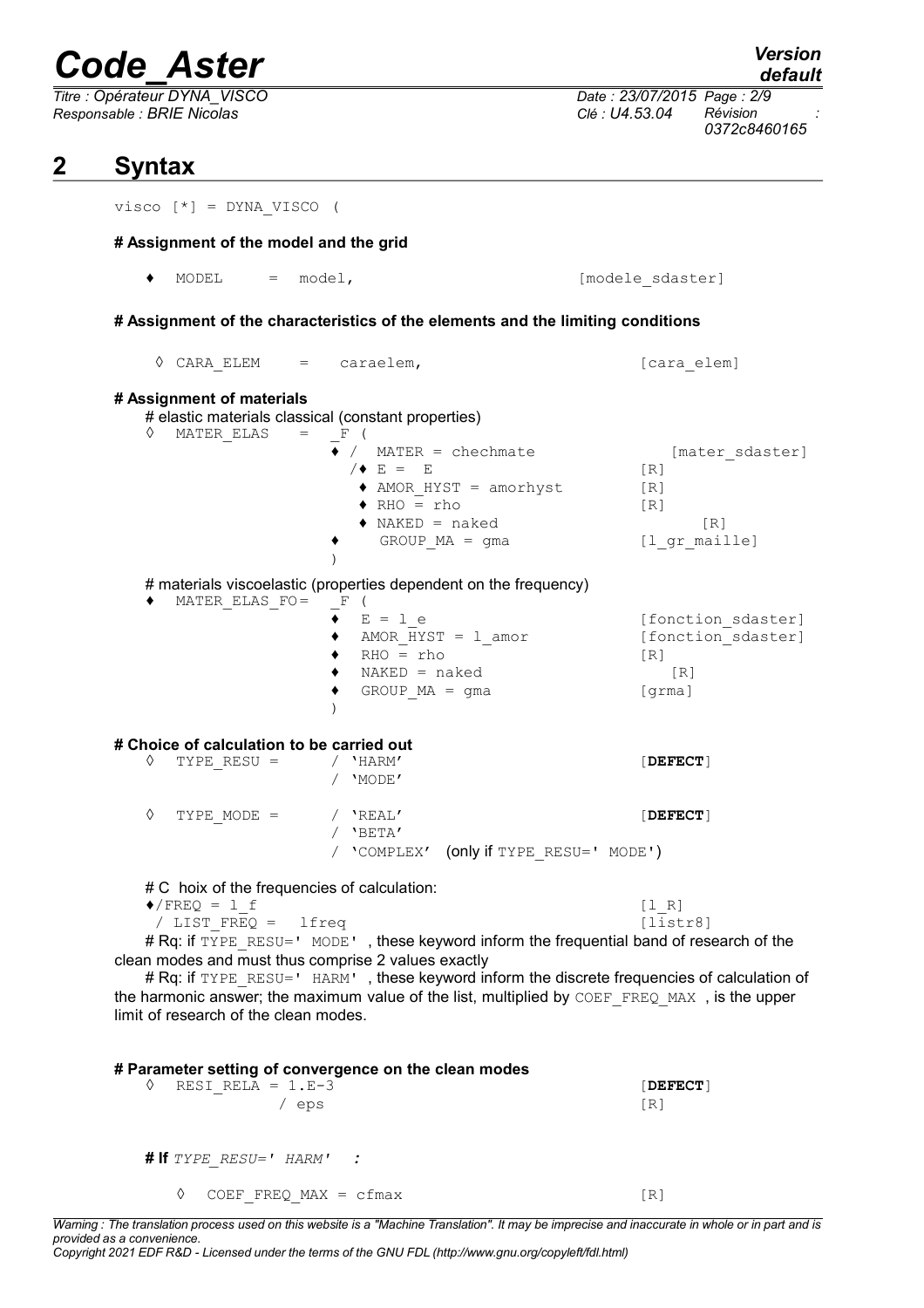# 2 Syntax

```
visco [*] = DYNA_VISCO (

# Assignment of the model and the grid

  ♦  MODEL     =  model,                           [modele_sdaster]

# Assignment of the characteristics of the elements and the limiting conditions

  ◊ CARA_ELEM    =   caraelem,                     [cara_elem]

# Assignment of materials
  # elastic materials classical (constant properties)
  ◊  MATER_ELAS    =   _F (
                     ♦ /  MATER = chechmate              [mater_sdaster]
                       /♦ E =  E                  [R]
                         ♦ AMOR_HYST = amorhyst   [R]
                         ♦ RHO = rho              [R]
                         ♦ NAKED = naked               [R]
                     ♦     GROUP_MA = gma         [l_gr_maille]
                     )

  # materials viscoelastic (properties dependent on the frequency)
  ♦  MATER_ELAS_FO=   _F (
                     ♦  E = l_e                   [fonction_sdaster]
                     ♦  AMOR_HYST = l_amor        [fonction_sdaster]
                     ♦  RHO = rho                 [R]
                     ♦  NAKED = naked                [R]
                     ♦  GROUP_MA = gma            [grma]
                     )

# Choice of calculation to be carried out
  ◊  TYPE_RESU =       / 'HARM'                  [DEFECT]
                       / 'MODE'

  ◊  TYPE_MODE =       / 'REAL'                  [DEFECT]
                       / 'BETA'
                       / 'COMPLEX'  (only if TYPE_RESU=' MODE')

  # C  hoix of the frequencies of calculation:
  ♦/FREQ = l_f                                   [l_R]
   / LIST_FREQ =  lfreq                          [listr8]
```

# Rq: if `TYPE_RESU=' MODE'` , these keyword inform the frequential band of research of the clean modes and must thus comprise 2 values exactly

# Rq: if `TYPE_RESU=' HARM'` , these keyword inform the discrete frequencies of calculation of the harmonic answer; the maximum value of the list, multiplied by `COEF_FREQ_MAX` , is the upper limit of research of the clean modes.

```
# Parameter setting of convergence on the clean modes
  ◊  RESI_RELA = 1.E-3                           [DEFECT]
              / eps                              [R]


  # If TYPE_RESU=' HARM'   :

     ◊   COEF_FREQ_MAX = cfmax                   [R]
```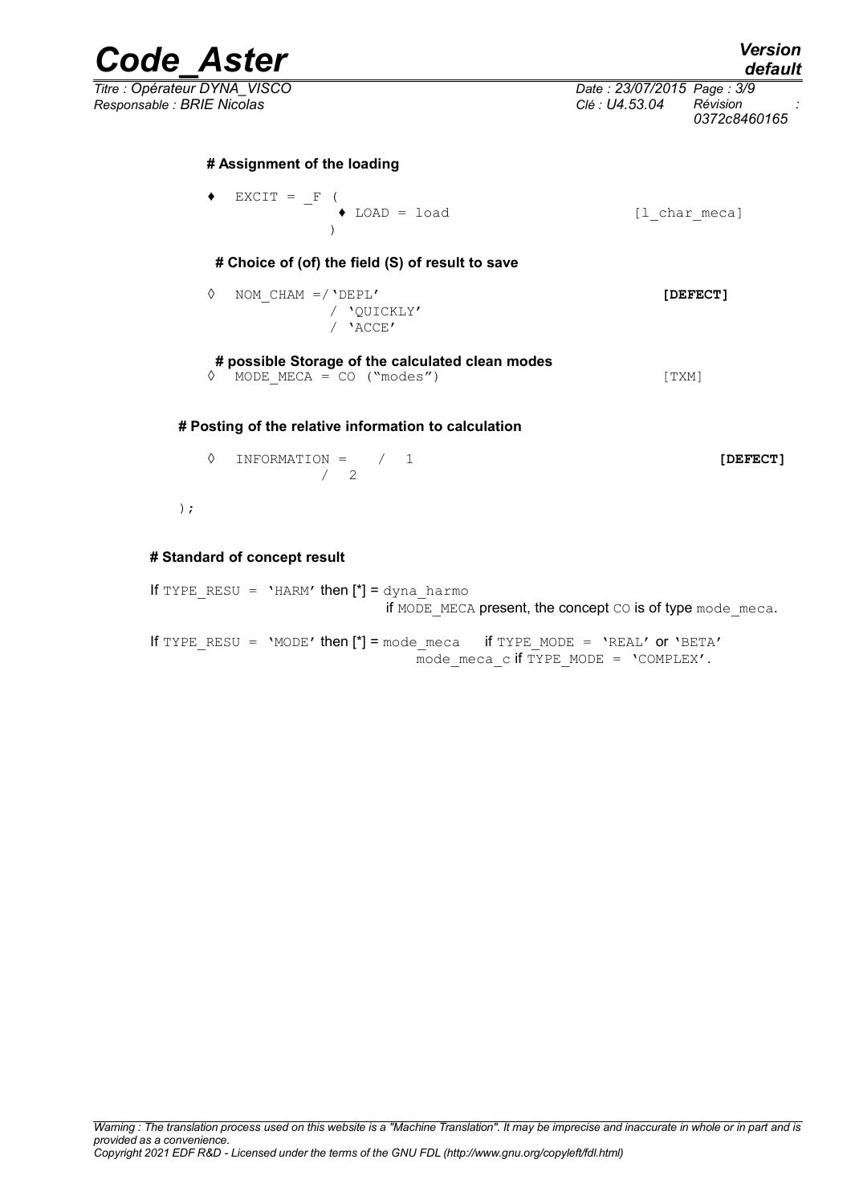**# Assignment of the loading**

```
♦   EXCIT = _F (
              ♦ LOAD = load                              [l_char_meca]
              )
```

**# Choice of (of) the field (S) of result to save**

```
◊   NOM_CHAM =/'DEPL'                                    [DEFECT]
              / 'QUICKLY'
              / 'ACCE'
```

**# possible Storage of the calculated clean modes**

```
◊   MODE_MECA = CO ("modes")                             [TXM]
```

**# Posting of the relative information to calculation**

```
◊   INFORMATION =    /  1                                        [DEFECT]
                 /  2

);
```

**# Standard of concept result**

If `TYPE_RESU = 'HARM'` then [*] = `dyna_harmo`
if `MODE_MECA` present, the concept `CO` is of type `mode_meca`.

If `TYPE_RESU = 'MODE'` then [*] = `mode_meca` if `TYPE_MODE = 'REAL'` or `'BETA'`
`mode_meca_c` if `TYPE_MODE = 'COMPLEX'`.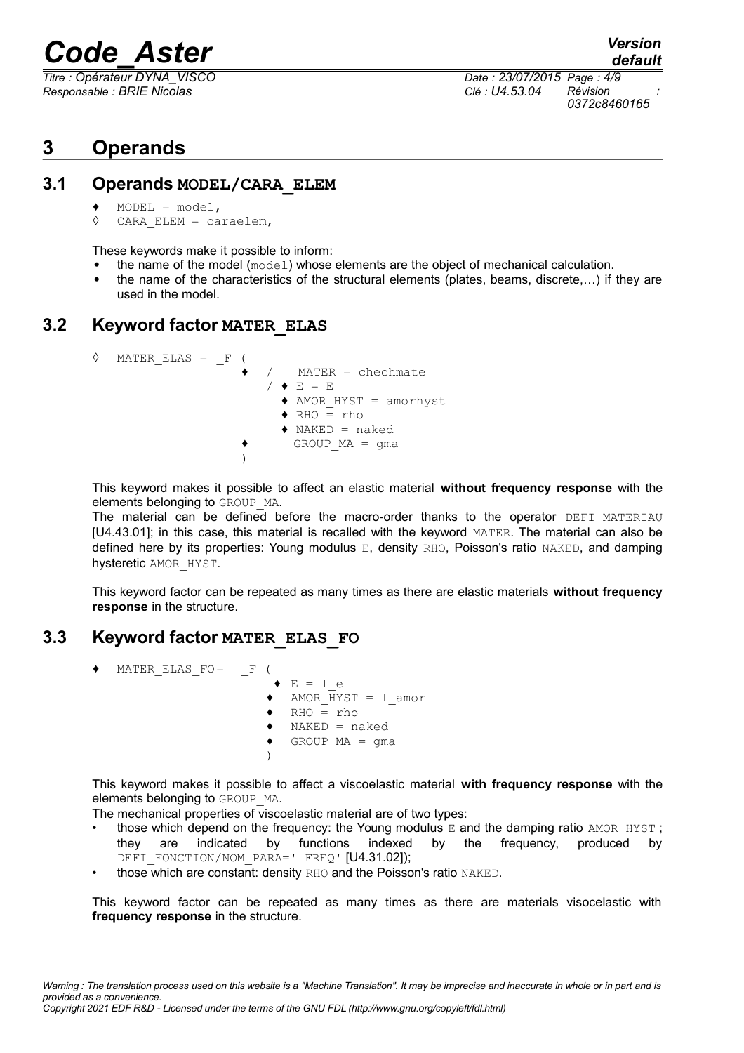# 3 Operands

## 3.1 Operands MODEL/CARA_ELEM

```
♦  MODEL = model,
◊  CARA_ELEM = caraelem,
```

These keywords make it possible to inform:

- the name of the model (model) whose elements are the object of mechanical calculation.
- the name of the characteristics of the structural elements (plates, beams, discrete,…) if they are used in the model.

## 3.2 Keyword factor MATER_ELAS

```
◊  MATER_ELAS = _F (
                   ♦  /   MATER = chechmate
                      / ♦ E = E
                        ♦ AMOR_HYST = amorhyst
                        ♦ RHO = rho
                        ♦ NAKED = naked
                   ♦      GROUP_MA = gma
                   )
```

This keyword makes it possible to affect an elastic material **without frequency response** with the elements belonging to GROUP_MA.

The material can be defined before the macro-order thanks to the operator DEFI_MATERIAU [U4.43.01]; in this case, this material is recalled with the keyword MATER. The material can also be defined here by its properties: Young modulus E, density RHO, Poisson's ratio NAKED, and damping hysteretic AMOR_HYST.

This keyword factor can be repeated as many times as there are elastic materials **without frequency response** in the structure.

## 3.3 Keyword factor MATER_ELAS_FO

```
♦  MATER_ELAS_FO=  _F (
                       ♦ E = l_e
                      ♦  AMOR_HYST = l_amor
                      ♦  RHO = rho
                      ♦  NAKED = naked
                      ♦  GROUP_MA = gma
                      )
```

This keyword makes it possible to affect a viscoelastic material **with frequency response** with the elements belonging to GROUP_MA.

The mechanical properties of viscoelastic material are of two types:

- those which depend on the frequency: the Young modulus E and the damping ratio AMOR_HYST ; they are indicated by functions indexed by the frequency, produced by DEFI_FONCTION/NOM_PARA=' FREQ' [U4.31.02]);
- those which are constant: density RHO and the Poisson's ratio NAKED.

This keyword factor can be repeated as many times as there are materials visocelastic with **frequency response** in the structure.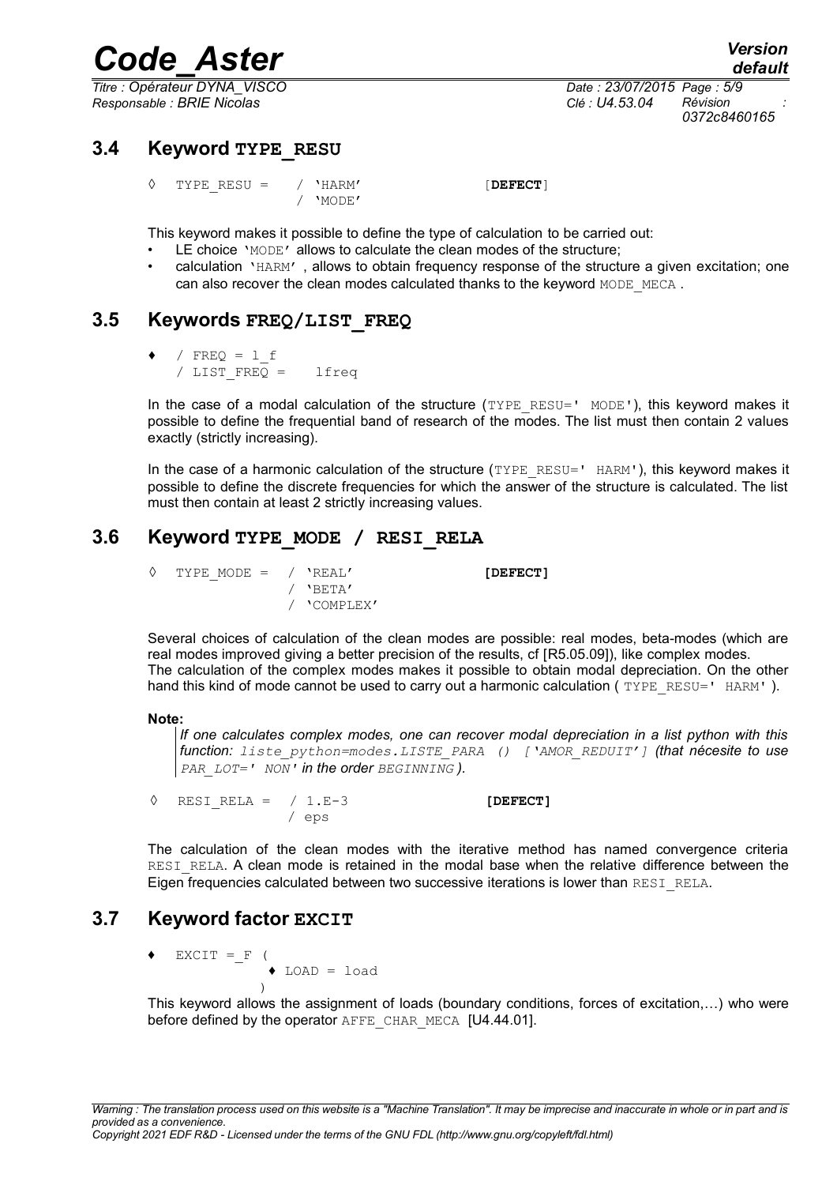## 3.4 Keyword TYPE_RESU

```
◊  TYPE_RESU =   / 'HARM'               [DEFECT]
                 / 'MODE'
```

This keyword makes it possible to define the type of calculation to be carried out:

- LE choice 'MODE' allows to calculate the clean modes of the structure;
- calculation 'HARM' , allows to obtain frequency response of the structure a given excitation; one can also recover the clean modes calculated thanks to the keyword MODE_MECA .

## 3.5 Keywords FREQ/LIST_FREQ

```
♦  / FREQ = l_f
   / LIST_FREQ =    lfreq
```

In the case of a modal calculation of the structure (TYPE_RESU=' MODE'), this keyword makes it possible to define the frequential band of research of the modes. The list must then contain 2 values exactly (strictly increasing).

In the case of a harmonic calculation of the structure (TYPE_RESU=' HARM'), this keyword makes it possible to define the discrete frequencies for which the answer of the structure is calculated. The list must then contain at least 2 strictly increasing values.

## 3.6 Keyword TYPE_MODE / RESI_RELA

```
◊  TYPE_MODE =  / 'REAL'              [DEFECT]
                / 'BETA'
                / 'COMPLEX'
```

Several choices of calculation of the clean modes are possible: real modes, beta-modes (which are real modes improved giving a better precision of the results, cf [R5.05.09]), like complex modes.
The calculation of the complex modes makes it possible to obtain modal depreciation. On the other hand this kind of mode cannot be used to carry out a harmonic calculation ( TYPE_RESU=' HARM' ).

**Note:**

*If one calculates complex modes, one can recover modal depreciation in a list python with this function: liste_python=modes.LISTE_PARA () ['AMOR_REDUIT'] (that nécesite to use PAR_LOT=' NON' in the order BEGINNING ).*

```
◊  RESI_RELA =  / 1.E-3               [DEFECT]
                / eps
```

The calculation of the clean modes with the iterative method has named convergence criteria RESI_RELA. A clean mode is retained in the modal base when the relative difference between the Eigen frequencies calculated between two successive iterations is lower than RESI_RELA.

## 3.7 Keyword factor EXCIT

```
♦  EXCIT =_F (
              ♦ LOAD = load
             )
```

This keyword allows the assignment of loads (boundary conditions, forces of excitation,…) who were before defined by the operator AFFE_CHAR_MECA [U4.44.01].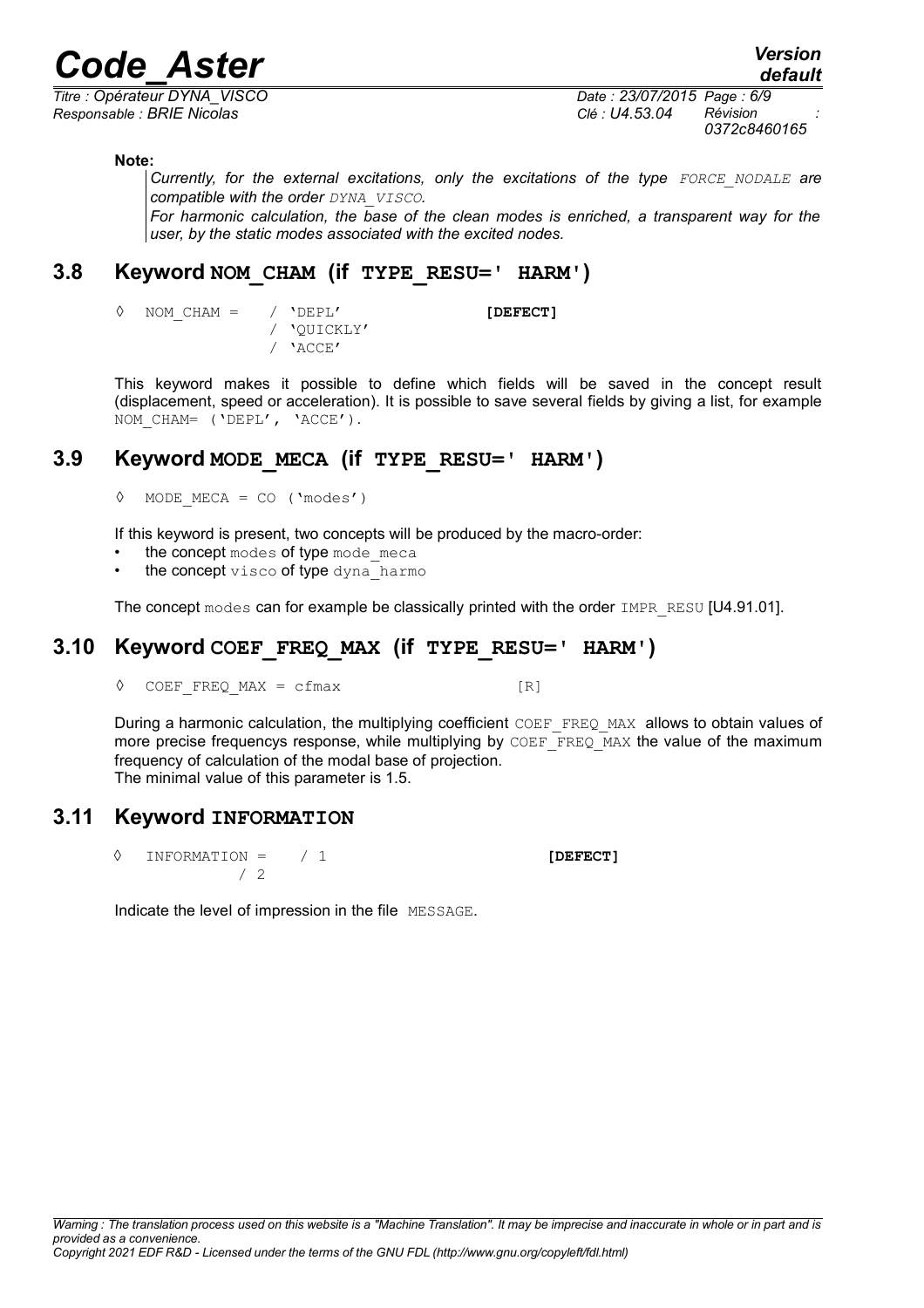**Note:**

*Currently, for the external excitations, only the excitations of the type FORCE_NODALE are compatible with the order DYNA_VISCO.*
*For harmonic calculation, the base of the clean modes is enriched, a transparent way for the user, by the static modes associated with the excited nodes.*

## 3.8 Keyword NOM_CHAM (if TYPE_RESU=' HARM')

```
◊  NOM_CHAM =    / 'DEPL'              [DEFECT]
                 / 'QUICKLY'
                 / 'ACCE'
```

This keyword makes it possible to define which fields will be saved in the concept result (displacement, speed or acceleration). It is possible to save several fields by giving a list, for example NOM_CHAM= ('DEPL', 'ACCE').

## 3.9 Keyword MODE_MECA (if TYPE_RESU=' HARM')

```
◊  MODE_MECA = CO ('modes')
```

If this keyword is present, two concepts will be produced by the macro-order:

- the concept modes of type mode_meca
- the concept visco of type dyna_harmo

The concept modes can for example be classically printed with the order IMPR_RESU [U4.91.01].

## 3.10 Keyword COEF_FREQ_MAX (if TYPE_RESU=' HARM')

```
◊  COEF_FREQ_MAX = cfmax                [R]
```

During a harmonic calculation, the multiplying coefficient COEF_FREQ_MAX allows to obtain values of more precise frequencys response, while multiplying by COEF_FREQ_MAX the value of the maximum frequency of calculation of the modal base of projection.
The minimal value of this parameter is 1.5.

## 3.11 Keyword INFORMATION

```
◊  INFORMATION =    / 1                [DEFECT]
                    / 2
```

Indicate the level of impression in the file MESSAGE.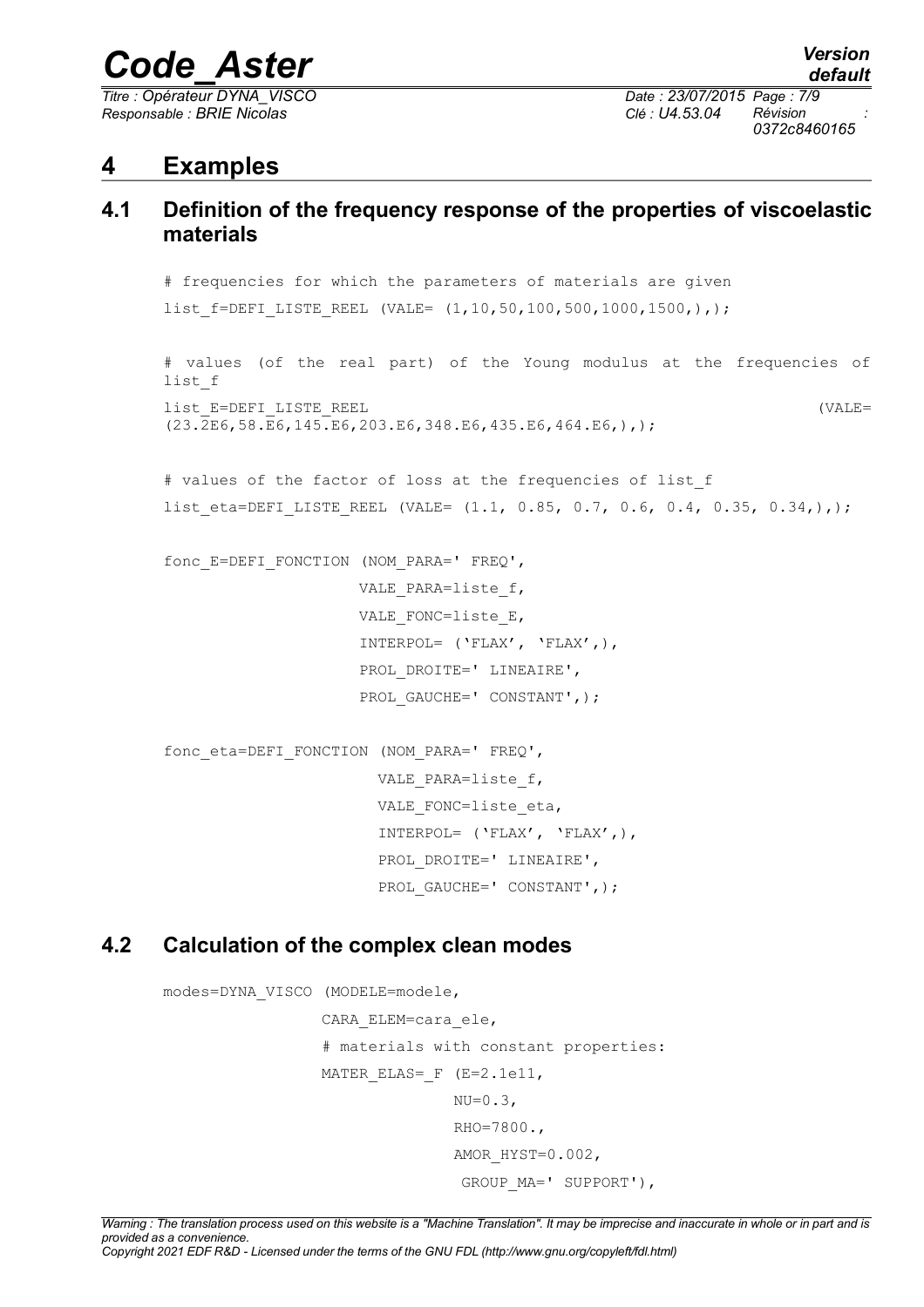# 4 Examples

## 4.1 Definition of the frequency response of the properties of viscoelastic materials

```
# frequencies for which the parameters of materials are given
list_f=DEFI_LISTE_REEL (VALE= (1,10,50,100,500,1000,1500,),);

# values (of the real part) of the Young modulus at the frequencies of list_f
list_E=DEFI_LISTE_REEL (VALE= (23.2E6,58.E6,145.E6,203.E6,348.E6,435.E6,464.E6,),);

# values of the factor of loss at the frequencies of list_f
list_eta=DEFI_LISTE_REEL (VALE= (1.1, 0.85, 0.7, 0.6, 0.4, 0.35, 0.34,),);

fonc_E=DEFI_FONCTION (NOM_PARA=' FREQ',
                     VALE_PARA=liste_f,
                     VALE_FONC=liste_E,
                     INTERPOL= ('FLAX', 'FLAX',),
                     PROL_DROITE=' LINEAIRE',
                     PROL_GAUCHE=' CONSTANT',);

fonc_eta=DEFI_FONCTION (NOM_PARA=' FREQ',
                       VALE_PARA=liste_f,
                       VALE_FONC=liste_eta,
                       INTERPOL= ('FLAX', 'FLAX',),
                       PROL_DROITE=' LINEAIRE',
                       PROL_GAUCHE=' CONSTANT',);
```

## 4.2 Calculation of the complex clean modes

```
modes=DYNA_VISCO (MODELE=modele,
                 CARA_ELEM=cara_ele,
                 # materials with constant properties:
                 MATER_ELAS=_F (E=2.1e11,
                               NU=0.3,
                               RHO=7800.,
                               AMOR_HYST=0.002,
                                GROUP_MA=' SUPPORT'),
```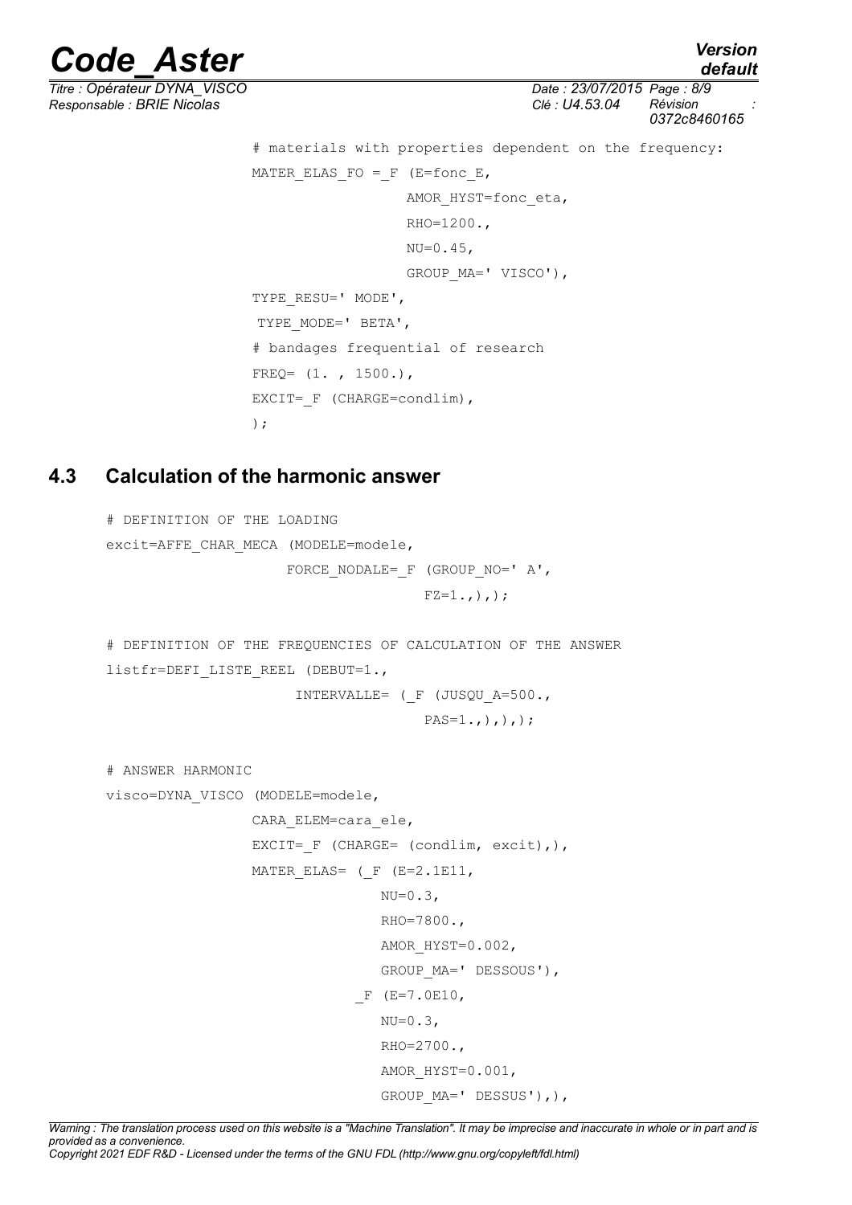```
                # materials with properties dependent on the frequency:
                MATER_ELAS_FO =_F (E=fonc_E,
                                AMOR_HYST=fonc_eta,
                                RHO=1200.,
                                NU=0.45,
                                GROUP_MA=' VISCO'),
                TYPE_RESU=' MODE',
                 TYPE_MODE=' BETA',
                # bandages frequential of research
                FREQ= (1. , 1500.),
                EXCIT=_F (CHARGE=condlim),
                );
```

## 4.3 Calculation of the harmonic answer

```
# DEFINITION OF THE LOADING
excit=AFFE_CHAR_MECA (MODELE=modele,
                    FORCE_NODALE=_F (GROUP_NO=' A',
                                    FZ=1.,),);

# DEFINITION OF THE FREQUENCIES OF CALCULATION OF THE ANSWER
listfr=DEFI_LISTE_REEL (DEBUT=1.,
                       INTERVALLE= (_F (JUSQU_A=500.,
                                        PAS=1.,),),);

# ANSWER HARMONIC
visco=DYNA_VISCO (MODELE=modele,
                CARA_ELEM=cara_ele,
                EXCIT=_F (CHARGE= (condlim, excit),),
                MATER_ELAS= (_F (E=2.1E11,
                                NU=0.3,
                                RHO=7800.,
                                AMOR_HYST=0.002,
                                GROUP_MA=' DESSOUS'),
                            _F (E=7.0E10,
                                NU=0.3,
                                RHO=2700.,
                                AMOR_HYST=0.001,
                                GROUP_MA=' DESSUS'),),
```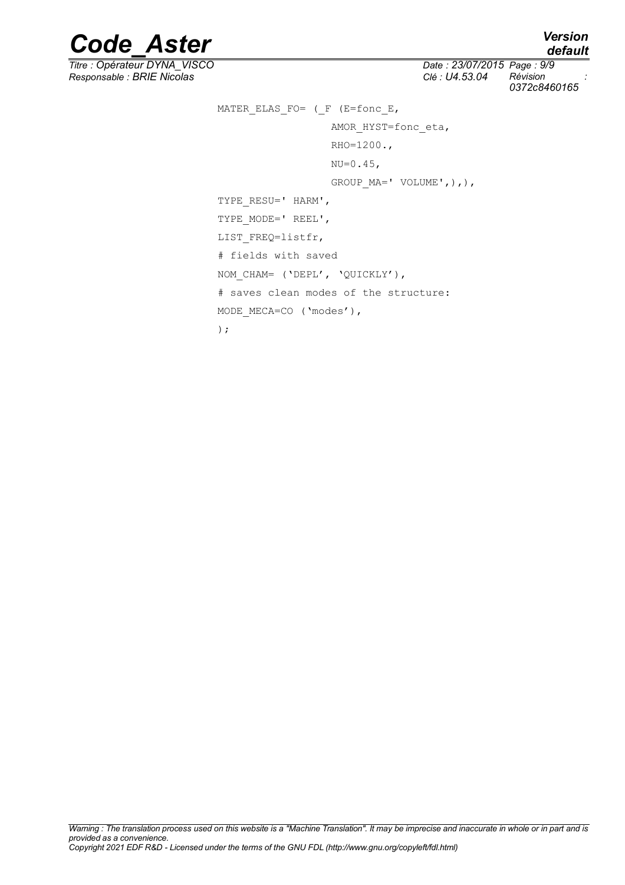```
MATER_ELAS_FO= (_F (E=fonc_E,
                    AMOR_HYST=fonc_eta,
                    RHO=1200.,
                    NU=0.45,
                    GROUP_MA=' VOLUME',),),
TYPE_RESU=' HARM',
TYPE_MODE=' REEL',
LIST_FREQ=listfr,
# fields with saved
NOM_CHAM= ('DEPL', 'QUICKLY'),
# saves clean modes of the structure:
MODE_MECA=CO ('modes'),
);
```